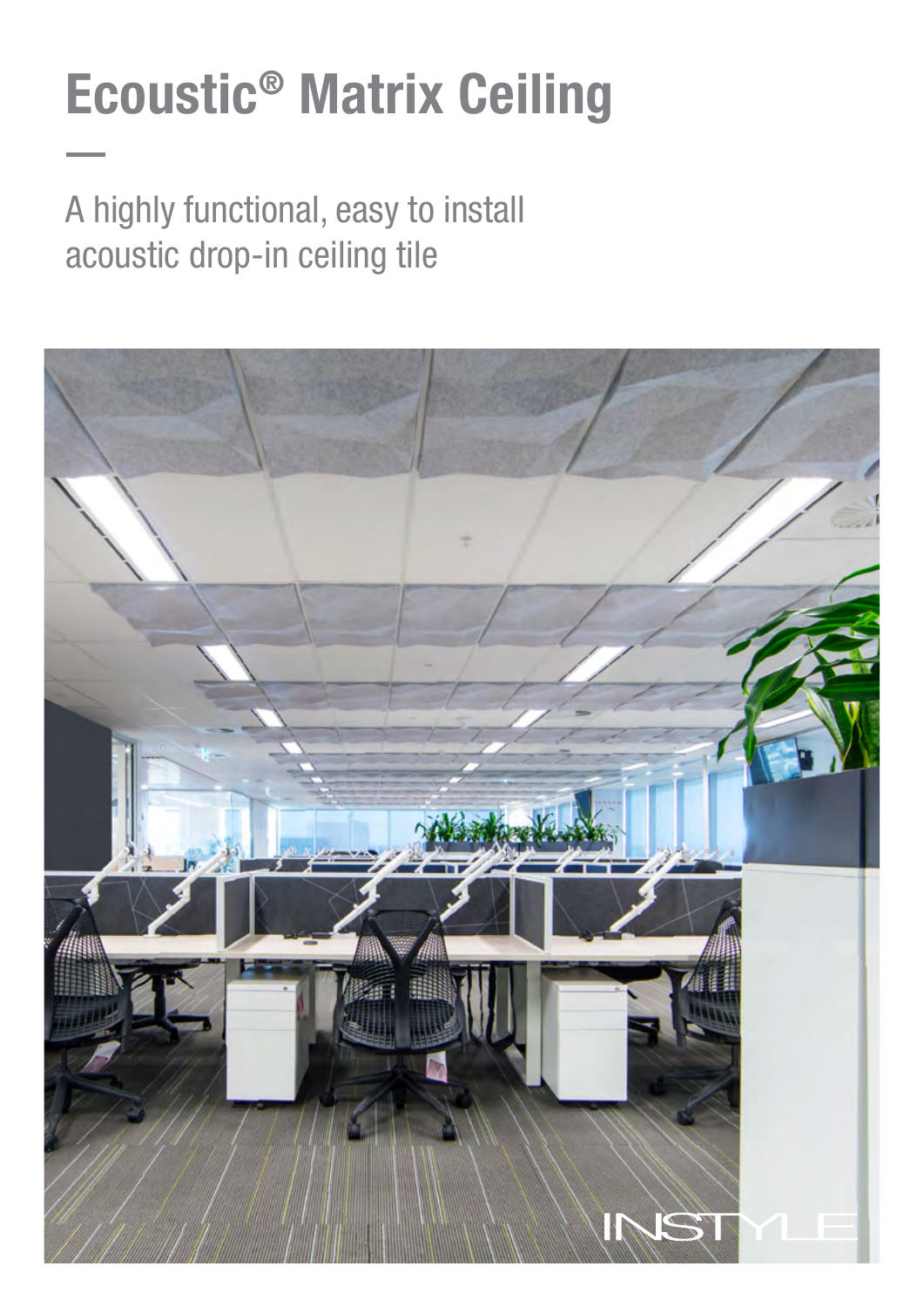# Ecoustic® Matrix Ceiling

A highly functional, easy to install acoustic drop-in ceiling tile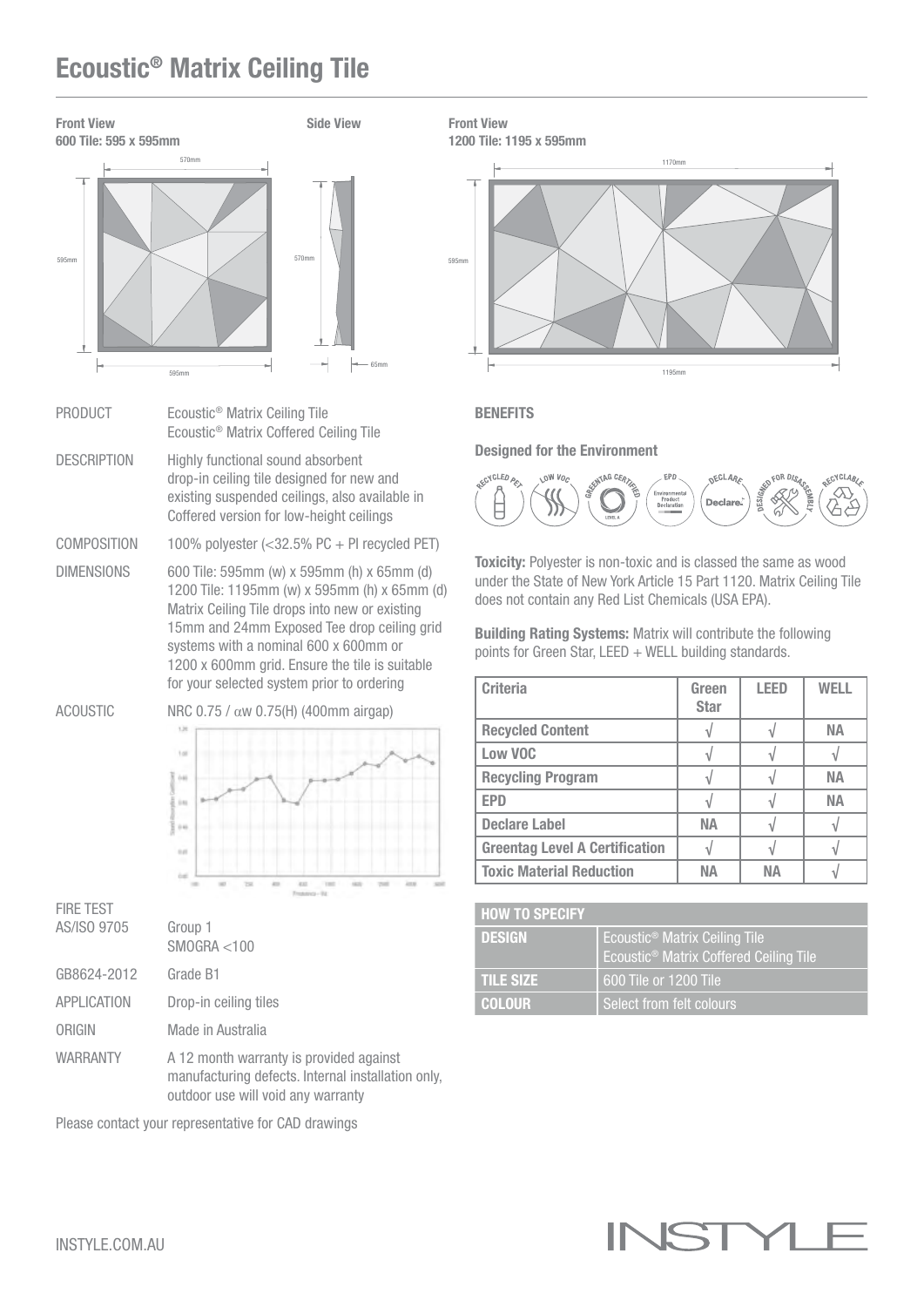# Ecoustic® Matrix Ceiling Tile

**Front View**
**600 Tile: 595 x 595mm**

570mm
595mm
595mm

**Side View**

570mm
65mm

**Front View**
**1200 Tile: 1195 x 595mm**

1170mm
595mm
1195mm

| | |
|---|---|
| PRODUCT | Ecoustic® Matrix Ceiling Tile<br>Ecoustic® Matrix Coffered Ceiling Tile |
| DESCRIPTION | Highly functional sound absorbent drop-in ceiling tile designed for new and existing suspended ceilings, also available in Coffered version for low-height ceilings |
| COMPOSITION | 100% polyester (<32.5% PC + PI recycled PET) |
| DIMENSIONS | 600 Tile: 595mm (w) x 595mm (h) x 65mm (d)<br>1200 Tile: 1195mm (w) x 595mm (h) x 65mm (d)<br>Matrix Ceiling Tile drops into new or existing 15mm and 24mm Exposed Tee drop ceiling grid systems with a nominal 600 x 600mm or 1200 x 600mm grid. Ensure the tile is suitable for your selected system prior to ordering |
| ACOUSTIC | NRC 0.75 / αw 0.75(H) (400mm airgap) |
| FIRE TEST AS/ISO 9705 | Group 1<br>SMOGRA <100 |
| GB8624-2012 | Grade B1 |
| APPLICATION | Drop-in ceiling tiles |
| ORIGIN | Made in Australia |
| WARRANTY | A 12 month warranty is provided against manufacturing defects. Internal installation only, outdoor use will void any warranty |

Please contact your representative for CAD drawings

### BENEFITS

**Designed for the Environment**

RECYCLED PET · LOW VOC · GREENTAG CERTIFIED · EPD · DECLARE · DESIGNED FOR DISASSEMBLY · RECYCLABLE

**Toxicity:** Polyester is non-toxic and is classed the same as wood under the State of New York Article 15 Part 1120. Matrix Ceiling Tile does not contain any Red List Chemicals (USA EPA).

**Building Rating Systems:** Matrix will contribute the following points for Green Star, LEED + WELL building standards.

| Criteria | Green Star | LEED | WELL |
|---|---|---|---|
| Recycled Content | √ | √ | NA |
| Low VOC | √ | √ | √ |
| Recycling Program | √ | √ | NA |
| EPD | √ | √ | NA |
| Declare Label | NA | √ | √ |
| Greentag Level A Certification | √ | √ | √ |
| Toxic Material Reduction | NA | NA | √ |

| HOW TO SPECIFY | |
|---|---|
| **DESIGN** | Ecoustic® Matrix Ceiling Tile<br>Ecoustic® Matrix Coffered Ceiling Tile |
| **TILE SIZE** | 600 Tile or 1200 Tile |
| **COLOUR** | Select from felt colours |

INSTYLE.COM.AU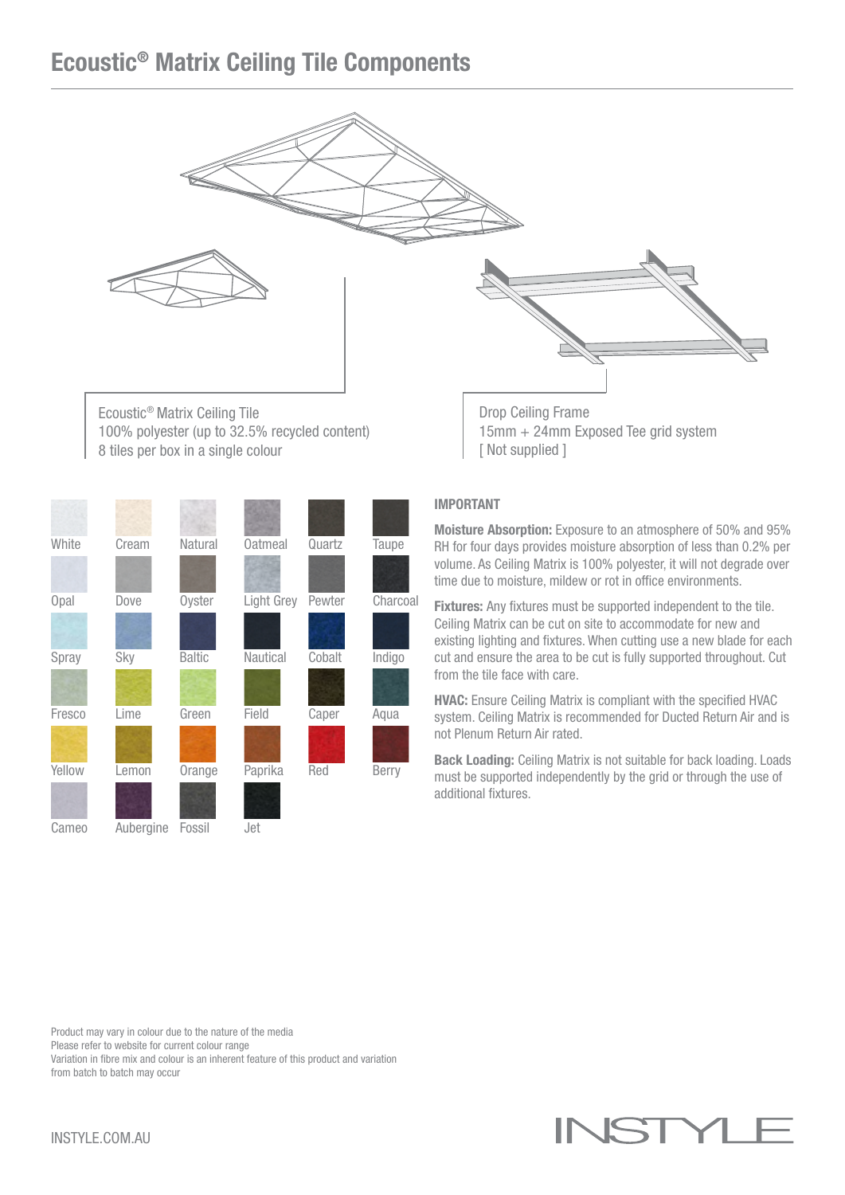# Ecoustic® Matrix Ceiling Tile Components

Ecoustic® Matrix Ceiling Tile
100% polyester (up to 32.5% recycled content)
8 tiles per box in a single colour

Drop Ceiling Frame
15mm + 24mm Exposed Tee grid system
[ Not supplied ]

| | | | | | |
|---|---|---|---|---|---|
| White | Cream | Natural | Oatmeal | Quartz | Taupe |
| Opal | Dove | Oyster | Light Grey | Pewter | Charcoal |
| Spray | Sky | Baltic | Nautical | Cobalt | Indigo |
| Fresco | Lime | Green | Field | Caper | Aqua |
| Yellow | Lemon | Orange | Paprika | Red | Berry |
| Cameo | Aubergine | Fossil | Jet | | |

## IMPORTANT

**Moisture Absorption:** Exposure to an atmosphere of 50% and 95% RH for four days provides moisture absorption of less than 0.2% per volume. As Ceiling Matrix is 100% polyester, it will not degrade over time due to moisture, mildew or rot in office environments.

**Fixtures:** Any fixtures must be supported independent to the tile. Ceiling Matrix can be cut on site to accommodate for new and existing lighting and fixtures. When cutting use a new blade for each cut and ensure the area to be cut is fully supported throughout. Cut from the tile face with care.

**HVAC:** Ensure Ceiling Matrix is compliant with the specified HVAC system. Ceiling Matrix is recommended for Ducted Return Air and is not Plenum Return Air rated.

**Back Loading:** Ceiling Matrix is not suitable for back loading. Loads must be supported independently by the grid or through the use of additional fixtures.

Product may vary in colour due to the nature of the media
Please refer to website for current colour range
Variation in fibre mix and colour is an inherent feature of this product and variation from batch to batch may occur

INSTYLE.COM.AU

INSTYLE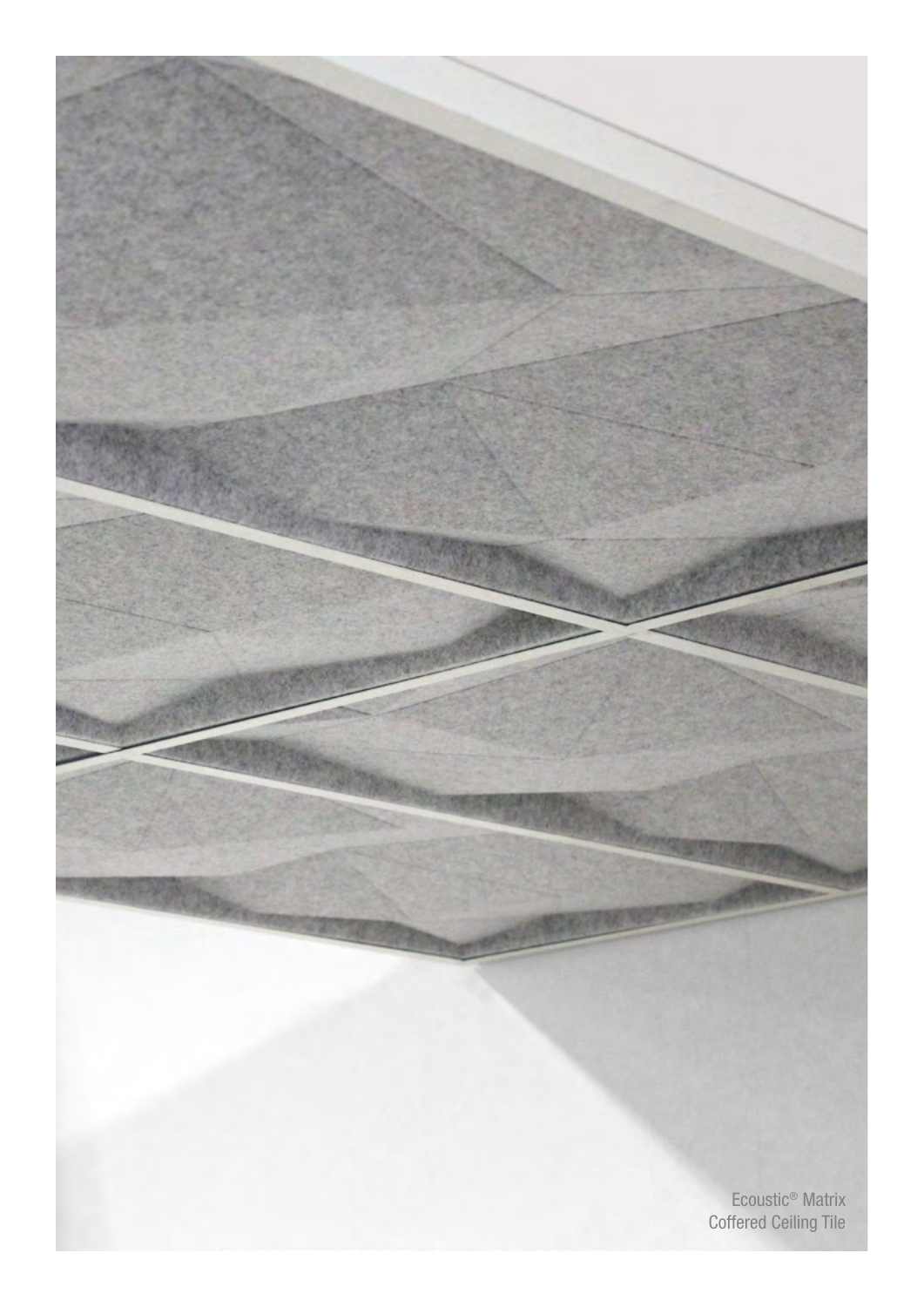Ecoustic® Matrix
Coffered Ceiling Tile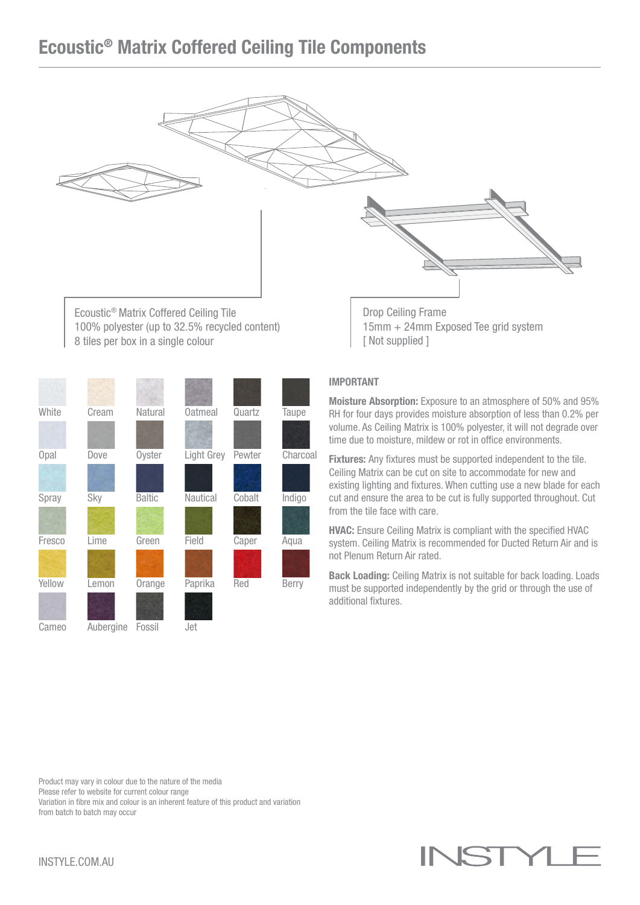# Ecoustic® Matrix Coffered Ceiling Tile Components

Ecoustic® Matrix Coffered Ceiling Tile
100% polyester (up to 32.5% recycled content)
8 tiles per box in a single colour

Drop Ceiling Frame
15mm + 24mm Exposed Tee grid system
[ Not supplied ]

| | | | | | |
|---|---|---|---|---|---|
| White | Cream | Natural | Oatmeal | Quartz | Taupe |
| Opal | Dove | Oyster | Light Grey | Pewter | Charcoal |
| Spray | Sky | Baltic | Nautical | Cobalt | Indigo |
| Fresco | Lime | Green | Field | Caper | Aqua |
| Yellow | Lemon | Orange | Paprika | Red | Berry |
| Cameo | Aubergine | Fossil | Jet | | |

## IMPORTANT

**Moisture Absorption:** Exposure to an atmosphere of 50% and 95% RH for four days provides moisture absorption of less than 0.2% per volume. As Ceiling Matrix is 100% polyester, it will not degrade over time due to moisture, mildew or rot in office environments.

**Fixtures:** Any fixtures must be supported independent to the tile. Ceiling Matrix can be cut on site to accommodate for new and existing lighting and fixtures. When cutting use a new blade for each cut and ensure the area to be cut is fully supported throughout. Cut from the tile face with care.

**HVAC:** Ensure Ceiling Matrix is compliant with the specified HVAC system. Ceiling Matrix is recommended for Ducted Return Air and is not Plenum Return Air rated.

**Back Loading:** Ceiling Matrix is not suitable for back loading. Loads must be supported independently by the grid or through the use of additional fixtures.

Product may vary in colour due to the nature of the media
Please refer to website for current colour range
Variation in fibre mix and colour is an inherent feature of this product and variation from batch to batch may occur

INSTYLE.COM.AU

INSTYLE